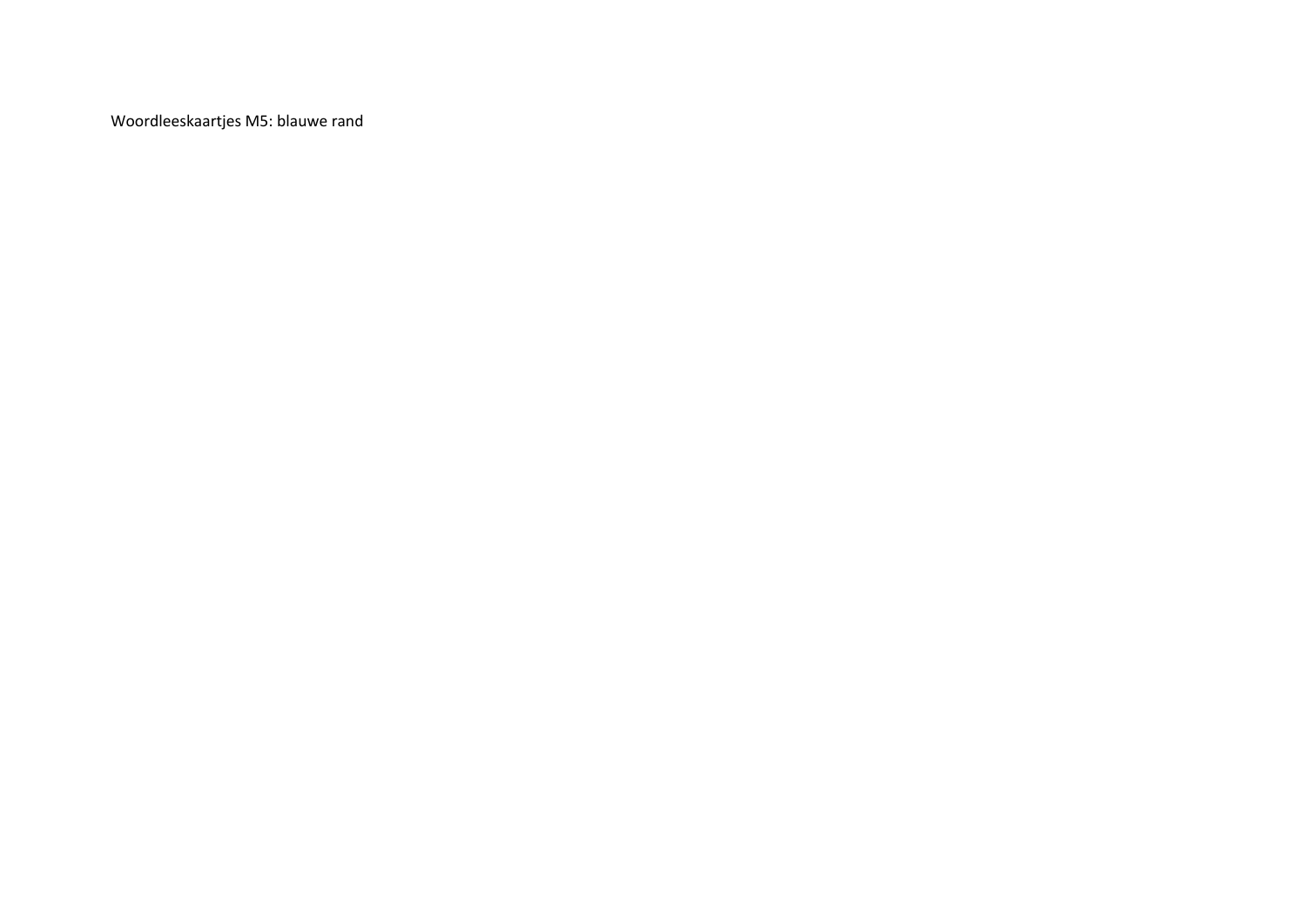Woordleeskaartjes M5: blauwe rand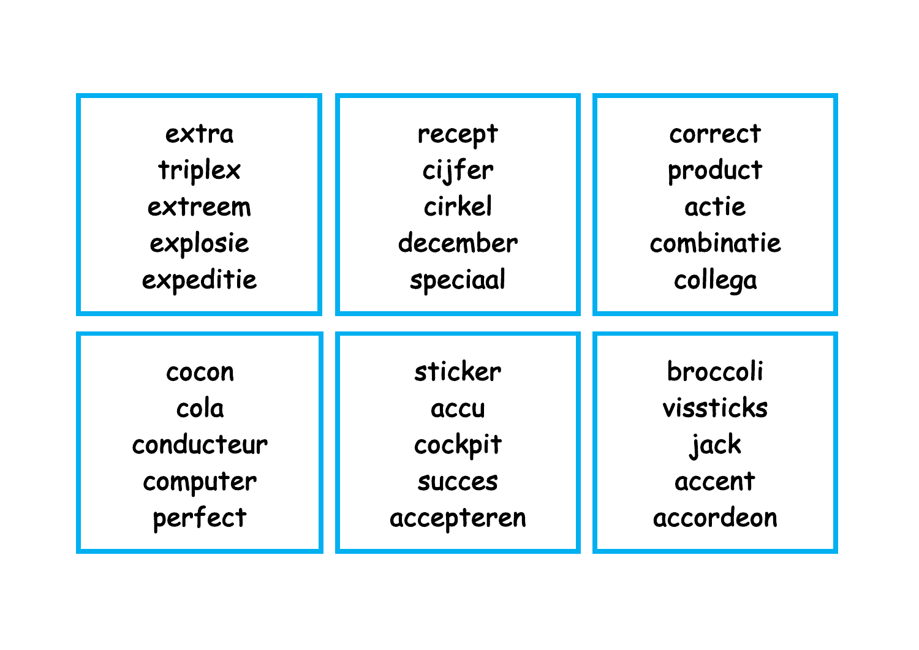extra
triplex
extreem
explosie
expeditie

recept
cijfer
cirkel
december
speciaal

correct
product
actie
combinatie
collega

cocon
cola
conducteur
computer
perfect

sticker
accu
cockpit
succes
accepteren

broccoli
vissticks
jack
accent
accordeon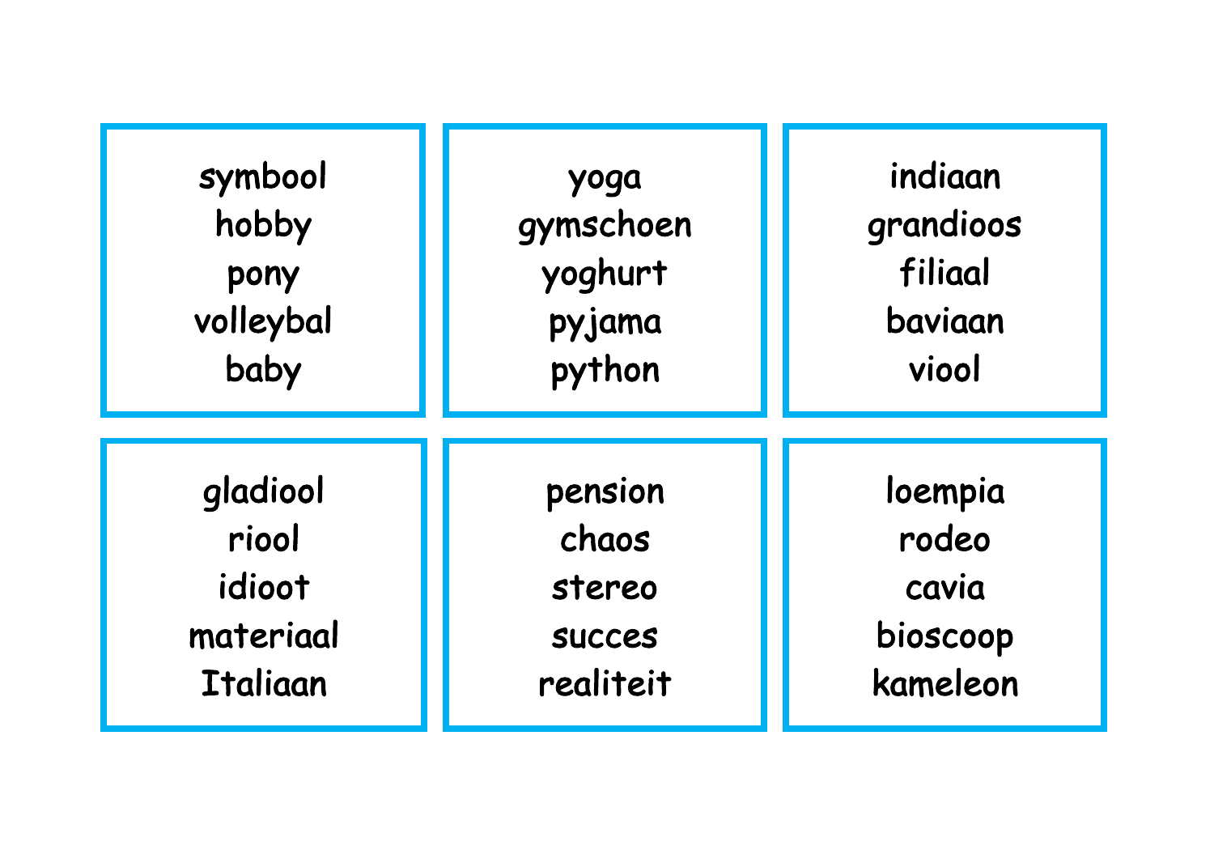symbool
hobby
pony
volleybal
baby

yoga
gymschoen
yoghurt
pyjama
python

indiaan
grandioos
filiaal
baviaan
viool

gladiool
riool
idioot
materiaal
Italiaan

pension
chaos
stereo
succes
realiteit

loempia
rodeo
cavia
bioscoop
kameleon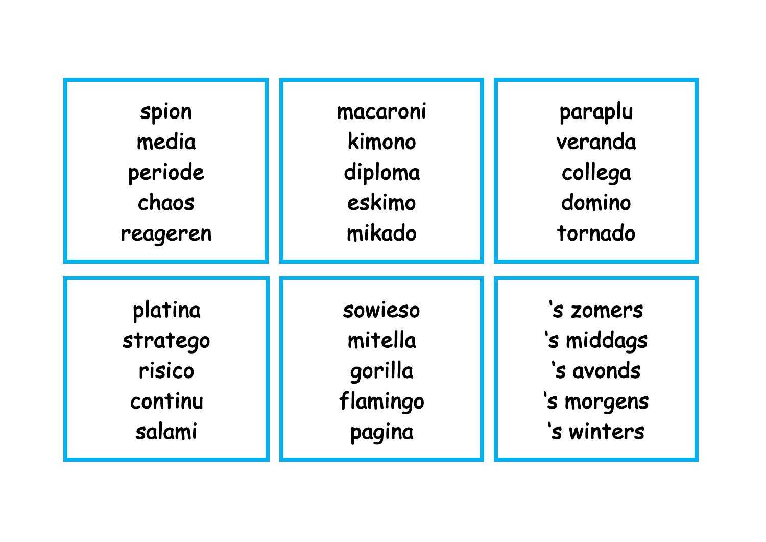spion
media
periode
chaos
reageren

macaroni
kimono
diploma
eskimo
mikado

paraplu
veranda
collega
domino
tornado

platina
stratego
risico
continu
salami

sowieso
mitella
gorilla
flamingo
pagina

‘s zomers
‘s middags
‘s avonds
‘s morgens
‘s winters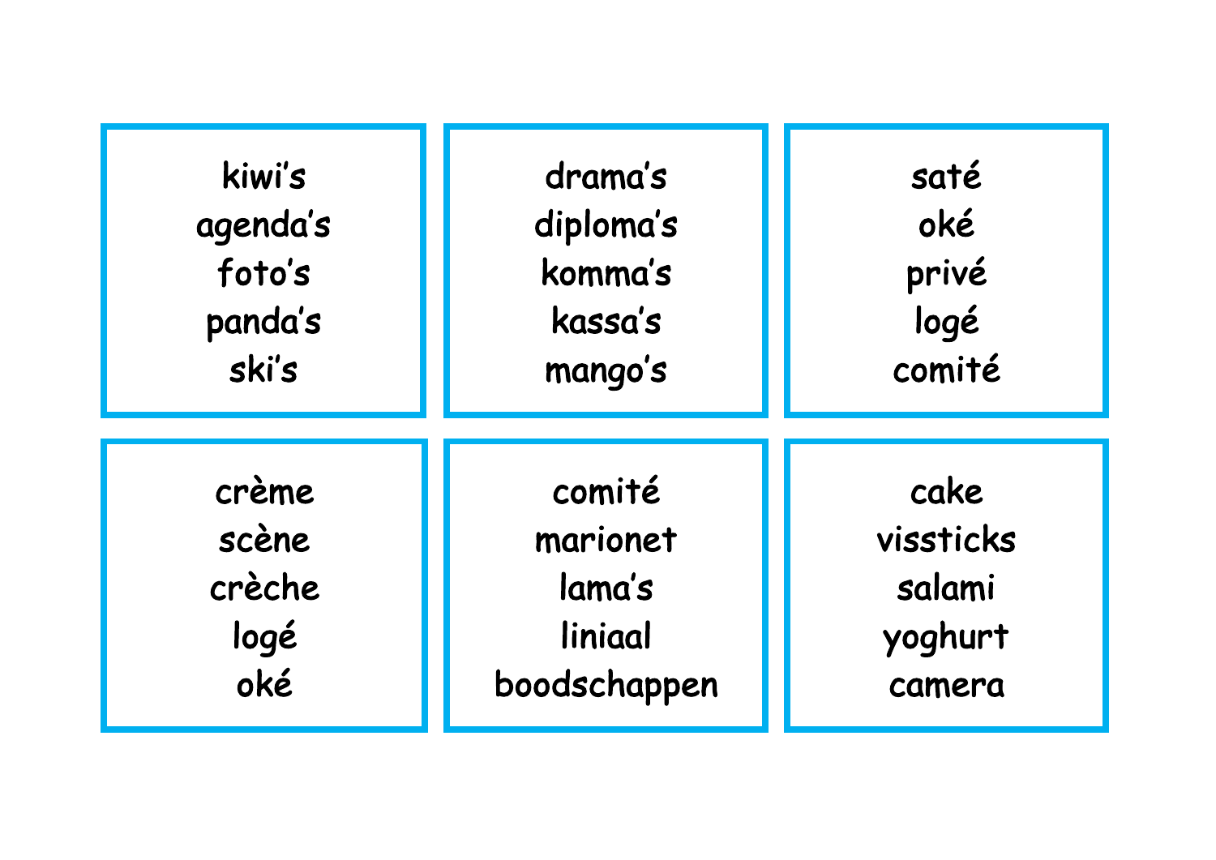kiwi's
agenda's
foto's
panda's
ski's

drama's
diploma's
komma's
kassa's
mango's

saté
oké
privé
logé
comité

crème
scène
crèche
logé
oké

comité
marionet
lama's
liniaal
boodschappen

cake
vissticks
salami
yoghurt
camera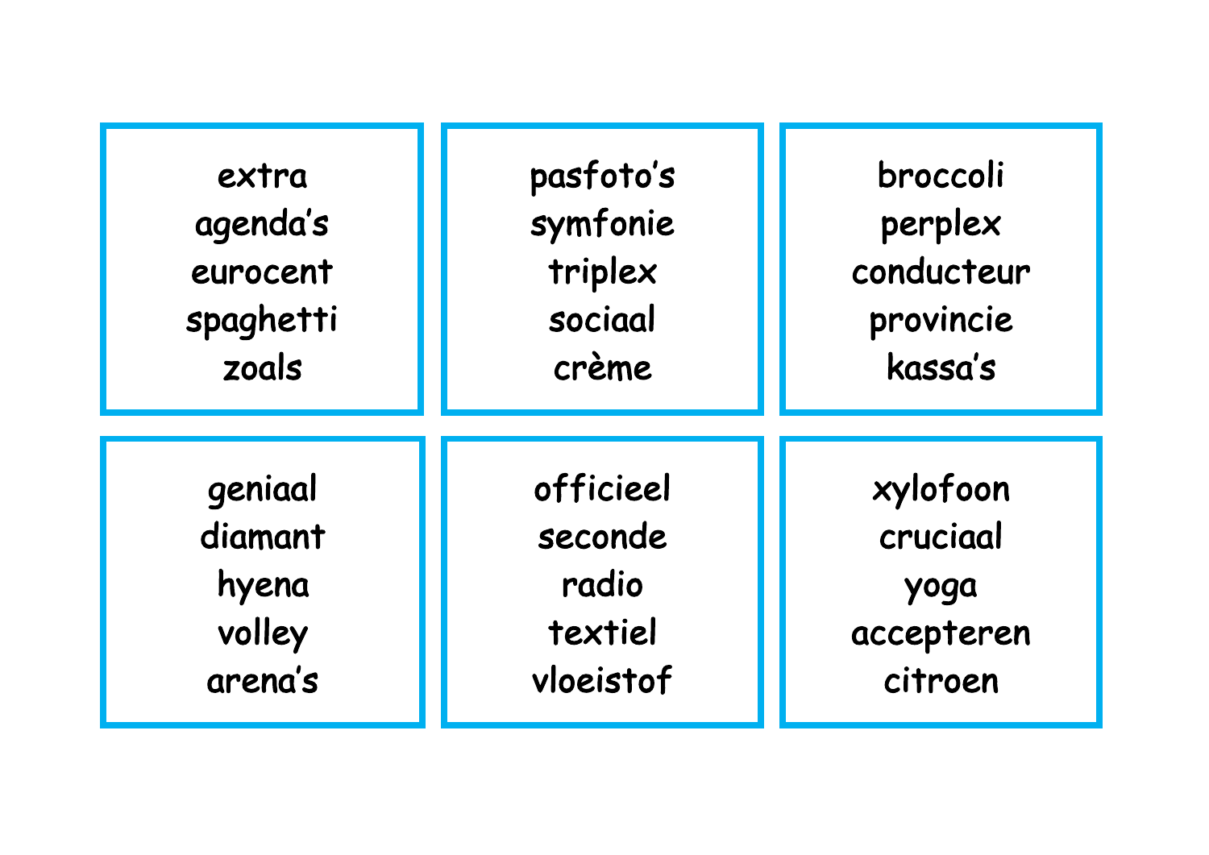extra
agenda's
eurocent
spaghetti
zoals

pasfoto's
symfonie
triplex
sociaal
crème

broccoli
perplex
conducteur
provincie
kassa's

geniaal
diamant
hyena
volley
arena's

officieel
seconde
radio
textiel
vloeistof

xylofoon
cruciaal
yoga
accepteren
citroen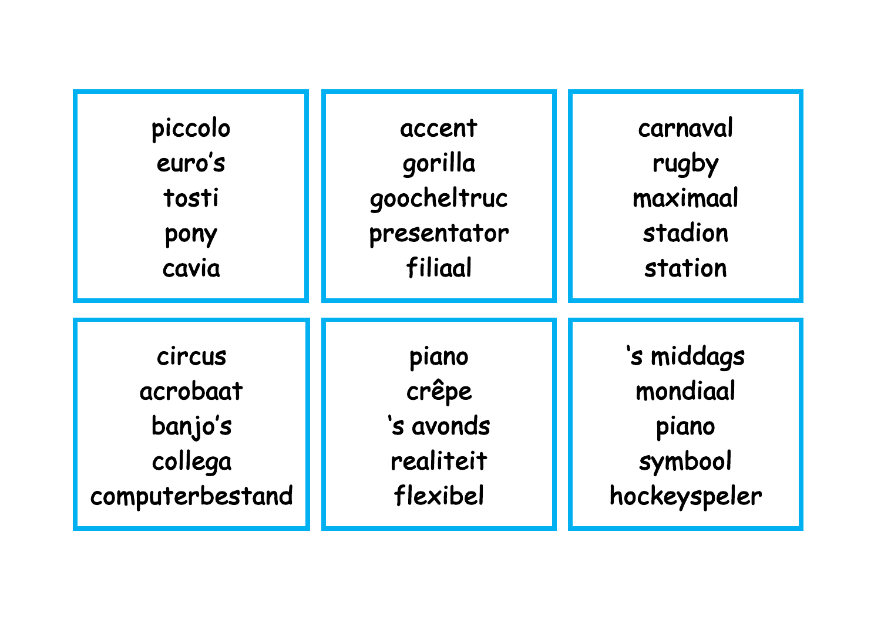piccolo
euro’s
tosti
pony
cavia

accent
gorilla
goocheltruc
presentator
filiaal

carnaval
rugby
maximaal
stadion
station

circus
acrobaat
banjo’s
collega
computerbestand

piano
crêpe
‘s avonds
realiteit
flexibel

‘s middags
mondiaal
piano
symbool
hockeyspeler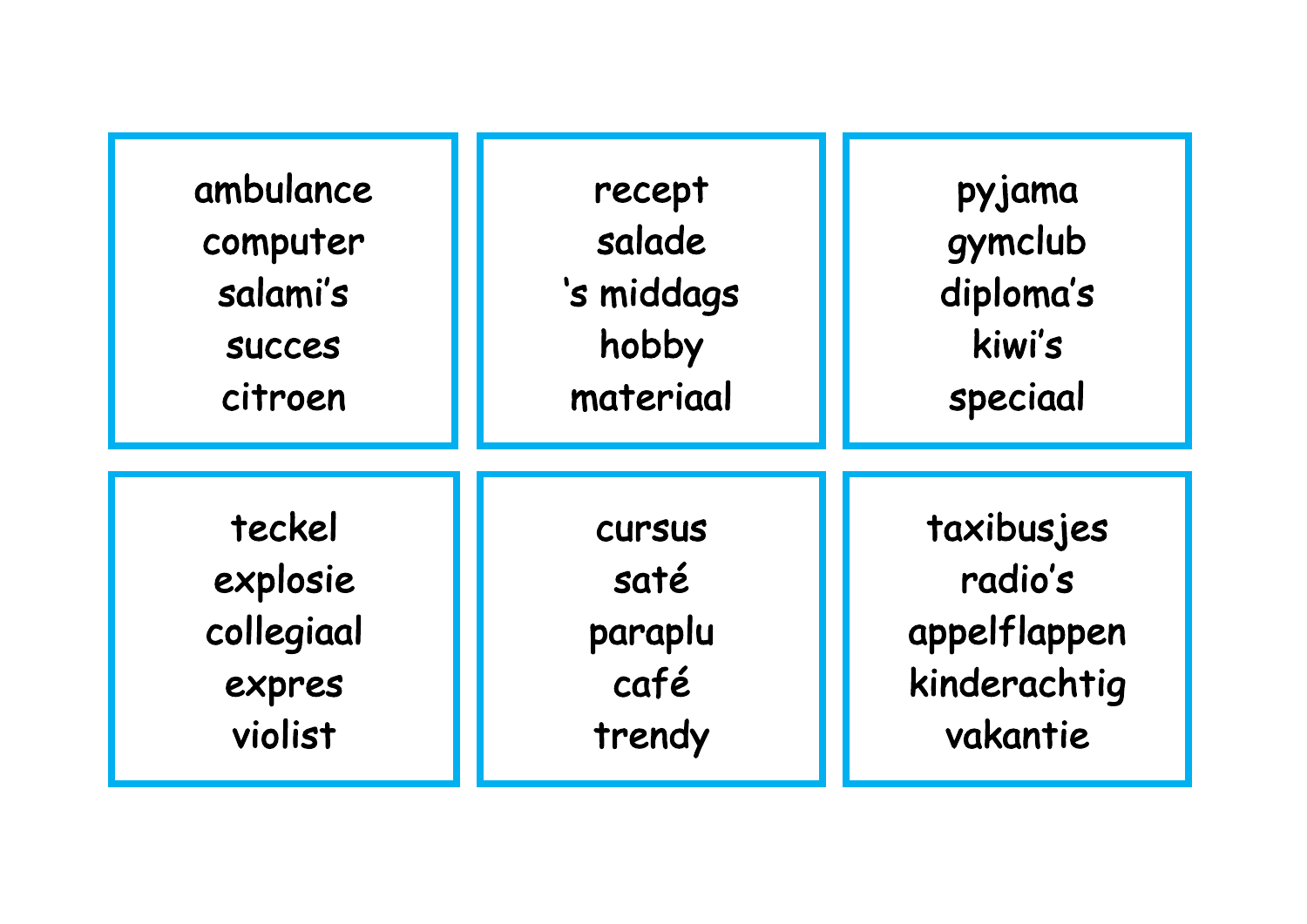ambulance
computer
salami's
succes
citroen

recept
salade
's middags
hobby
materiaal

pyjama
gymclub
diploma's
kiwi's
speciaal

teckel
explosie
collegiaal
expres
violist

cursus
saté
paraplu
café
trendy

taxibusjes
radio's
appelflappen
kinderachtig
vakantie